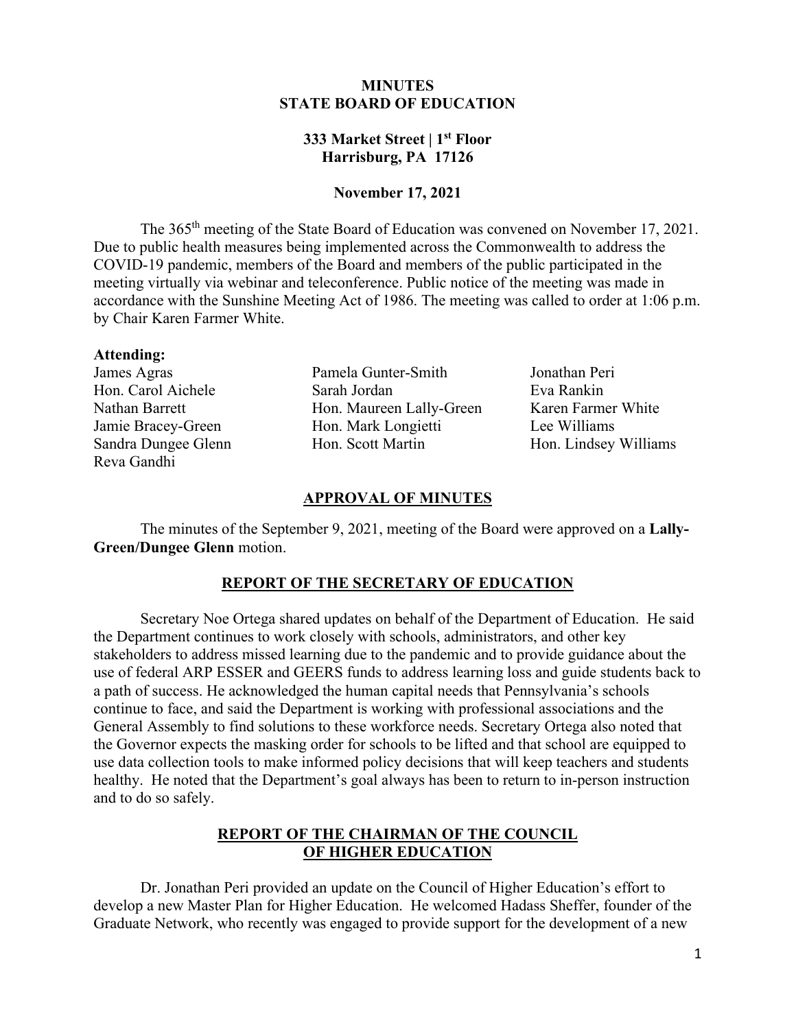# MINUTES
# STATE BOARD OF EDUCATION

## 333 Market Street | 1st Floor
## Harrisburg, PA 17126

### November 17, 2021

The 365th meeting of the State Board of Education was convened on November 17, 2021. Due to public health measures being implemented across the Commonwealth to address the COVID-19 pandemic, members of the Board and members of the public participated in the meeting virtually via webinar and teleconference. Public notice of the meeting was made in accordance with the Sunshine Meeting Act of 1986. The meeting was called to order at 1:06 p.m. by Chair Karen Farmer White.

**Attending:**

James Agras
Hon. Carol Aichele
Nathan Barrett
Jamie Bracey-Green
Sandra Dungee Glenn
Reva Gandhi
Pamela Gunter-Smith
Sarah Jordan
Hon. Maureen Lally-Green
Hon. Mark Longietti
Hon. Scott Martin
Jonathan Peri
Eva Rankin
Karen Farmer White
Lee Williams
Hon. Lindsey Williams

## APPROVAL OF MINUTES

The minutes of the September 9, 2021, meeting of the Board were approved on a **Lally-Green/Dungee Glenn** motion.

## REPORT OF THE SECRETARY OF EDUCATION

Secretary Noe Ortega shared updates on behalf of the Department of Education. He said the Department continues to work closely with schools, administrators, and other key stakeholders to address missed learning due to the pandemic and to provide guidance about the use of federal ARP ESSER and GEERS funds to address learning loss and guide students back to a path of success. He acknowledged the human capital needs that Pennsylvania's schools continue to face, and said the Department is working with professional associations and the General Assembly to find solutions to these workforce needs. Secretary Ortega also noted that the Governor expects the masking order for schools to be lifted and that school are equipped to use data collection tools to make informed policy decisions that will keep teachers and students healthy. He noted that the Department's goal always has been to return to in-person instruction and to do so safely.

## REPORT OF THE CHAIRMAN OF THE COUNCIL OF HIGHER EDUCATION

Dr. Jonathan Peri provided an update on the Council of Higher Education's effort to develop a new Master Plan for Higher Education. He welcomed Hadass Sheffer, founder of the Graduate Network, who recently was engaged to provide support for the development of a new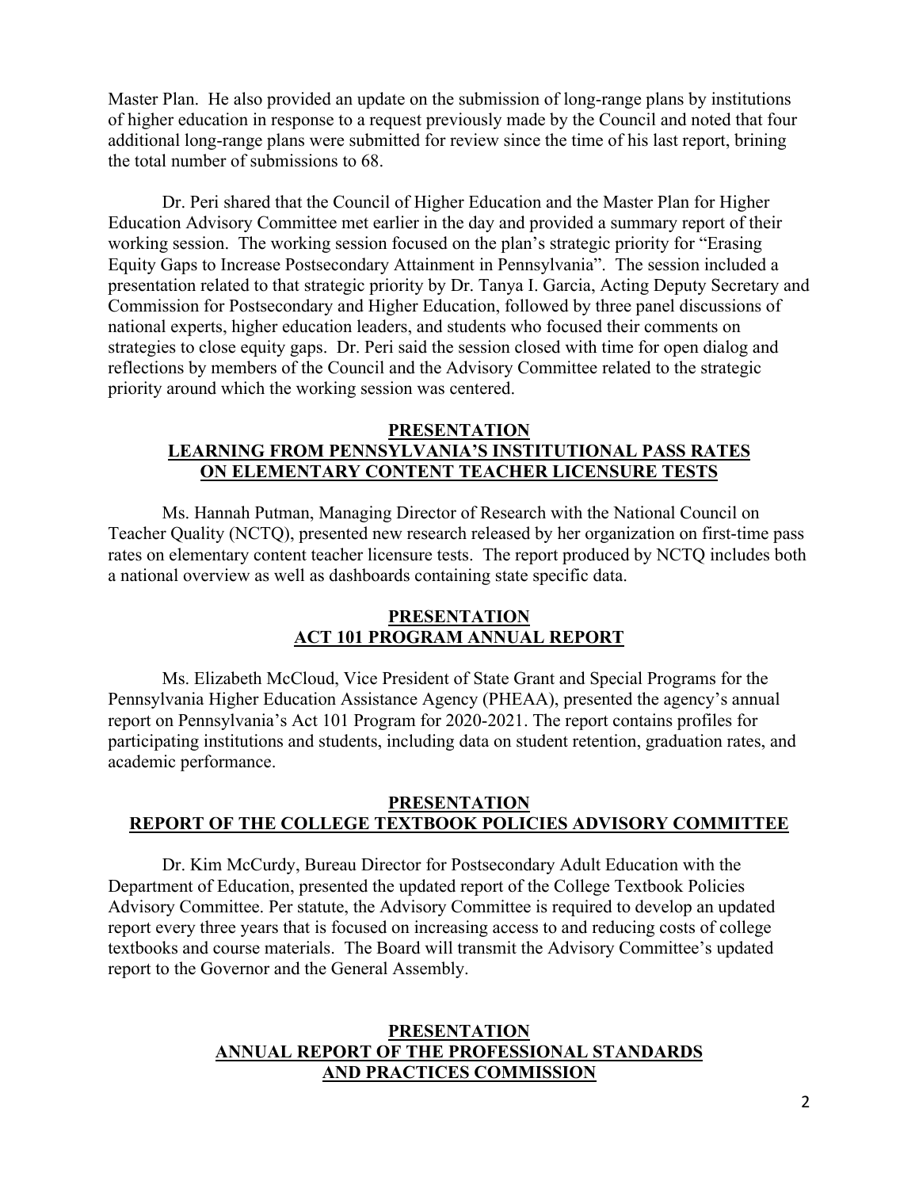Master Plan. He also provided an update on the submission of long-range plans by institutions of higher education in response to a request previously made by the Council and noted that four additional long-range plans were submitted for review since the time of his last report, brining the total number of submissions to 68.

Dr. Peri shared that the Council of Higher Education and the Master Plan for Higher Education Advisory Committee met earlier in the day and provided a summary report of their working session. The working session focused on the plan's strategic priority for "Erasing Equity Gaps to Increase Postsecondary Attainment in Pennsylvania". The session included a presentation related to that strategic priority by Dr. Tanya I. Garcia, Acting Deputy Secretary and Commission for Postsecondary and Higher Education, followed by three panel discussions of national experts, higher education leaders, and students who focused their comments on strategies to close equity gaps. Dr. Peri said the session closed with time for open dialog and reflections by members of the Council and the Advisory Committee related to the strategic priority around which the working session was centered.

## PRESENTATION
## LEARNING FROM PENNSYLVANIA'S INSTITUTIONAL PASS RATES ON ELEMENTARY CONTENT TEACHER LICENSURE TESTS

Ms. Hannah Putman, Managing Director of Research with the National Council on Teacher Quality (NCTQ), presented new research released by her organization on first-time pass rates on elementary content teacher licensure tests. The report produced by NCTQ includes both a national overview as well as dashboards containing state specific data.

## PRESENTATION
## ACT 101 PROGRAM ANNUAL REPORT

Ms. Elizabeth McCloud, Vice President of State Grant and Special Programs for the Pennsylvania Higher Education Assistance Agency (PHEAA), presented the agency's annual report on Pennsylvania's Act 101 Program for 2020-2021. The report contains profiles for participating institutions and students, including data on student retention, graduation rates, and academic performance.

## PRESENTATION
## REPORT OF THE COLLEGE TEXTBOOK POLICIES ADVISORY COMMITTEE

Dr. Kim McCurdy, Bureau Director for Postsecondary Adult Education with the Department of Education, presented the updated report of the College Textbook Policies Advisory Committee. Per statute, the Advisory Committee is required to develop an updated report every three years that is focused on increasing access to and reducing costs of college textbooks and course materials. The Board will transmit the Advisory Committee's updated report to the Governor and the General Assembly.

## PRESENTATION
## ANNUAL REPORT OF THE PROFESSIONAL STANDARDS AND PRACTICES COMMISSION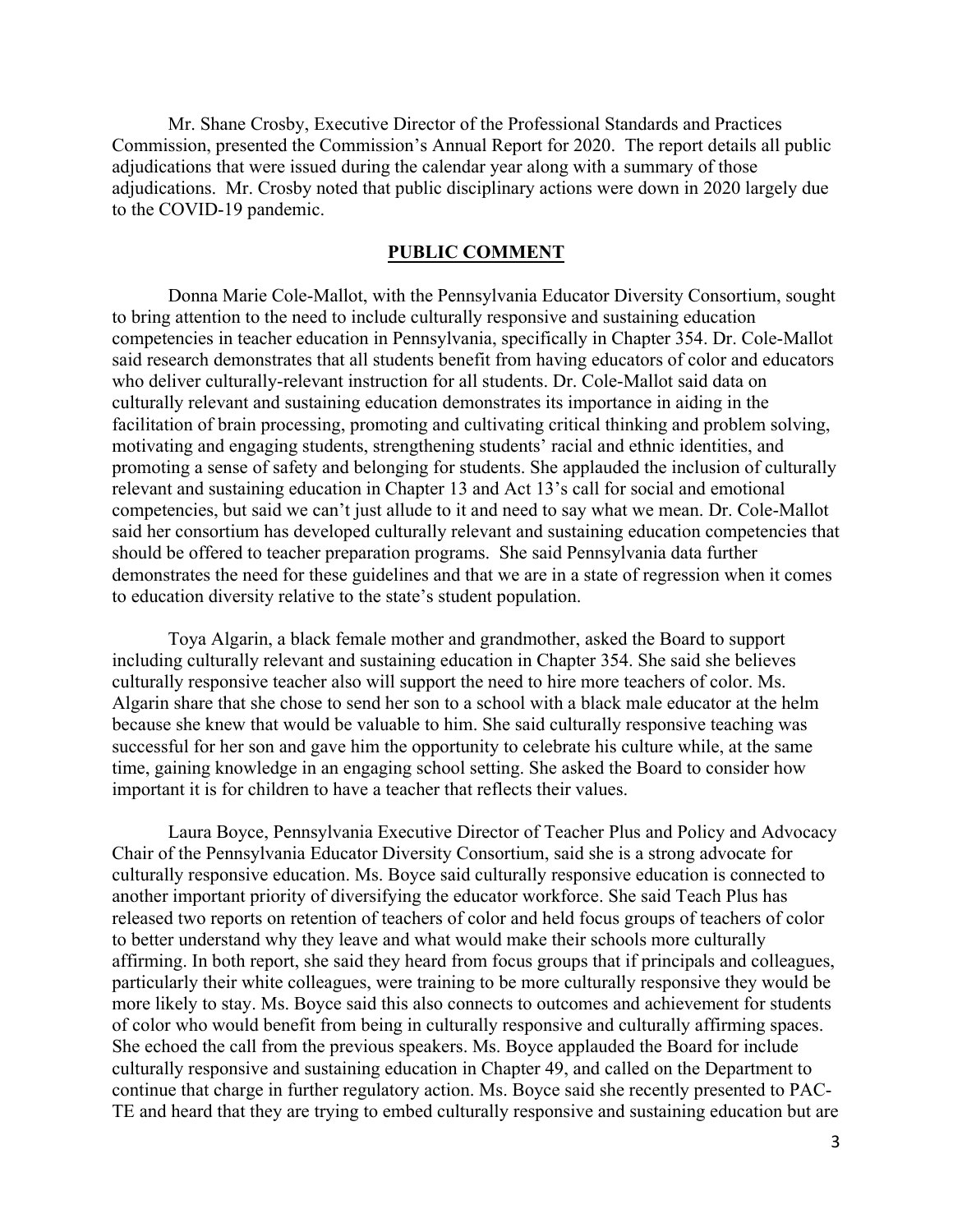Mr. Shane Crosby, Executive Director of the Professional Standards and Practices Commission, presented the Commission's Annual Report for 2020. The report details all public adjudications that were issued during the calendar year along with a summary of those adjudications. Mr. Crosby noted that public disciplinary actions were down in 2020 largely due to the COVID-19 pandemic.

## PUBLIC COMMENT

Donna Marie Cole-Mallot, with the Pennsylvania Educator Diversity Consortium, sought to bring attention to the need to include culturally responsive and sustaining education competencies in teacher education in Pennsylvania, specifically in Chapter 354. Dr. Cole-Mallot said research demonstrates that all students benefit from having educators of color and educators who deliver culturally-relevant instruction for all students. Dr. Cole-Mallot said data on culturally relevant and sustaining education demonstrates its importance in aiding in the facilitation of brain processing, promoting and cultivating critical thinking and problem solving, motivating and engaging students, strengthening students' racial and ethnic identities, and promoting a sense of safety and belonging for students. She applauded the inclusion of culturally relevant and sustaining education in Chapter 13 and Act 13's call for social and emotional competencies, but said we can't just allude to it and need to say what we mean. Dr. Cole-Mallot said her consortium has developed culturally relevant and sustaining education competencies that should be offered to teacher preparation programs. She said Pennsylvania data further demonstrates the need for these guidelines and that we are in a state of regression when it comes to education diversity relative to the state's student population.

Toya Algarin, a black female mother and grandmother, asked the Board to support including culturally relevant and sustaining education in Chapter 354. She said she believes culturally responsive teacher also will support the need to hire more teachers of color. Ms. Algarin share that she chose to send her son to a school with a black male educator at the helm because she knew that would be valuable to him. She said culturally responsive teaching was successful for her son and gave him the opportunity to celebrate his culture while, at the same time, gaining knowledge in an engaging school setting. She asked the Board to consider how important it is for children to have a teacher that reflects their values.

Laura Boyce, Pennsylvania Executive Director of Teacher Plus and Policy and Advocacy Chair of the Pennsylvania Educator Diversity Consortium, said she is a strong advocate for culturally responsive education. Ms. Boyce said culturally responsive education is connected to another important priority of diversifying the educator workforce. She said Teach Plus has released two reports on retention of teachers of color and held focus groups of teachers of color to better understand why they leave and what would make their schools more culturally affirming. In both report, she said they heard from focus groups that if principals and colleagues, particularly their white colleagues, were training to be more culturally responsive they would be more likely to stay. Ms. Boyce said this also connects to outcomes and achievement for students of color who would benefit from being in culturally responsive and culturally affirming spaces. She echoed the call from the previous speakers. Ms. Boyce applauded the Board for include culturally responsive and sustaining education in Chapter 49, and called on the Department to continue that charge in further regulatory action. Ms. Boyce said she recently presented to PAC-TE and heard that they are trying to embed culturally responsive and sustaining education but are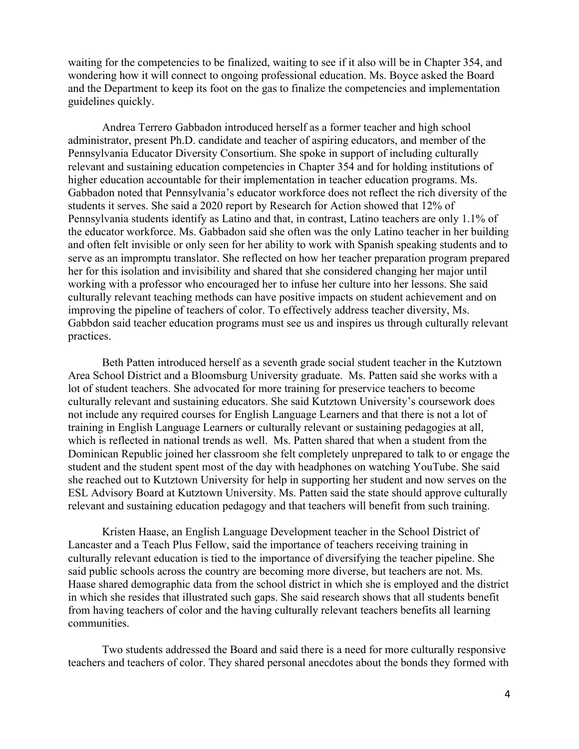waiting for the competencies to be finalized, waiting to see if it also will be in Chapter 354, and wondering how it will connect to ongoing professional education. Ms. Boyce asked the Board and the Department to keep its foot on the gas to finalize the competencies and implementation guidelines quickly.

Andrea Terrero Gabbadon introduced herself as a former teacher and high school administrator, present Ph.D. candidate and teacher of aspiring educators, and member of the Pennsylvania Educator Diversity Consortium. She spoke in support of including culturally relevant and sustaining education competencies in Chapter 354 and for holding institutions of higher education accountable for their implementation in teacher education programs. Ms. Gabbadon noted that Pennsylvania's educator workforce does not reflect the rich diversity of the students it serves. She said a 2020 report by Research for Action showed that 12% of Pennsylvania students identify as Latino and that, in contrast, Latino teachers are only 1.1% of the educator workforce. Ms. Gabbadon said she often was the only Latino teacher in her building and often felt invisible or only seen for her ability to work with Spanish speaking students and to serve as an impromptu translator. She reflected on how her teacher preparation program prepared her for this isolation and invisibility and shared that she considered changing her major until working with a professor who encouraged her to infuse her culture into her lessons. She said culturally relevant teaching methods can have positive impacts on student achievement and on improving the pipeline of teachers of color. To effectively address teacher diversity, Ms. Gabbdon said teacher education programs must see us and inspires us through culturally relevant practices.

Beth Patten introduced herself as a seventh grade social student teacher in the Kutztown Area School District and a Bloomsburg University graduate. Ms. Patten said she works with a lot of student teachers. She advocated for more training for preservice teachers to become culturally relevant and sustaining educators. She said Kutztown University's coursework does not include any required courses for English Language Learners and that there is not a lot of training in English Language Learners or culturally relevant or sustaining pedagogies at all, which is reflected in national trends as well. Ms. Patten shared that when a student from the Dominican Republic joined her classroom she felt completely unprepared to talk to or engage the student and the student spent most of the day with headphones on watching YouTube. She said she reached out to Kutztown University for help in supporting her student and now serves on the ESL Advisory Board at Kutztown University. Ms. Patten said the state should approve culturally relevant and sustaining education pedagogy and that teachers will benefit from such training.

Kristen Haase, an English Language Development teacher in the School District of Lancaster and a Teach Plus Fellow, said the importance of teachers receiving training in culturally relevant education is tied to the importance of diversifying the teacher pipeline. She said public schools across the country are becoming more diverse, but teachers are not. Ms. Haase shared demographic data from the school district in which she is employed and the district in which she resides that illustrated such gaps. She said research shows that all students benefit from having teachers of color and the having culturally relevant teachers benefits all learning communities.

Two students addressed the Board and said there is a need for more culturally responsive teachers and teachers of color. They shared personal anecdotes about the bonds they formed with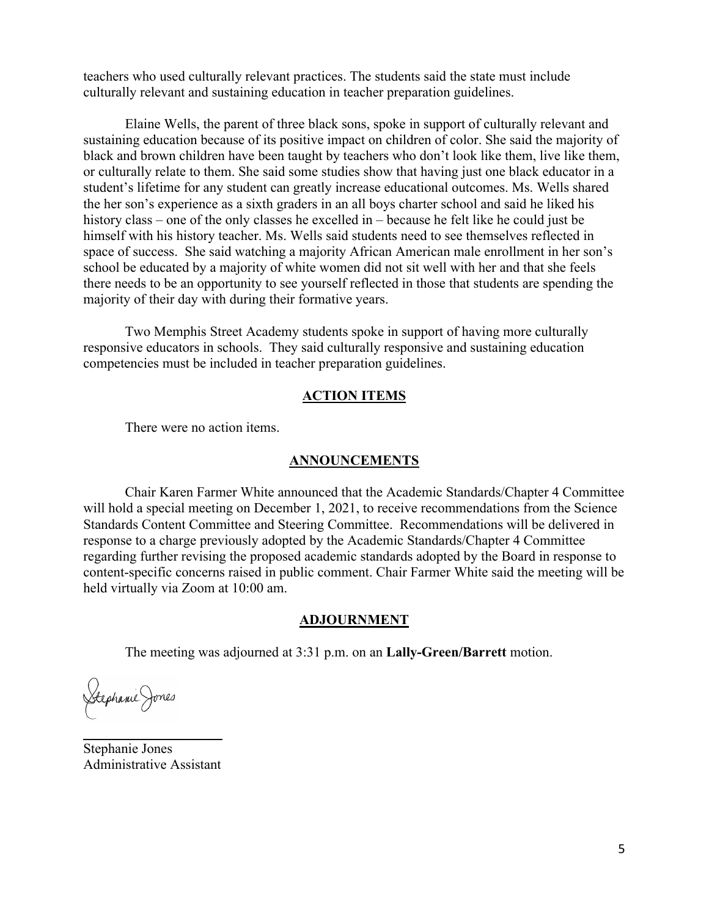teachers who used culturally relevant practices. The students said the state must include culturally relevant and sustaining education in teacher preparation guidelines.

Elaine Wells, the parent of three black sons, spoke in support of culturally relevant and sustaining education because of its positive impact on children of color. She said the majority of black and brown children have been taught by teachers who don't look like them, live like them, or culturally relate to them. She said some studies show that having just one black educator in a student's lifetime for any student can greatly increase educational outcomes. Ms. Wells shared the her son's experience as a sixth graders in an all boys charter school and said he liked his history class – one of the only classes he excelled in – because he felt like he could just be himself with his history teacher. Ms. Wells said students need to see themselves reflected in space of success. She said watching a majority African American male enrollment in her son's school be educated by a majority of white women did not sit well with her and that she feels there needs to be an opportunity to see yourself reflected in those that students are spending the majority of their day with during their formative years.

Two Memphis Street Academy students spoke in support of having more culturally responsive educators in schools. They said culturally responsive and sustaining education competencies must be included in teacher preparation guidelines.

## ACTION ITEMS

There were no action items.

## ANNOUNCEMENTS

Chair Karen Farmer White announced that the Academic Standards/Chapter 4 Committee will hold a special meeting on December 1, 2021, to receive recommendations from the Science Standards Content Committee and Steering Committee. Recommendations will be delivered in response to a charge previously adopted by the Academic Standards/Chapter 4 Committee regarding further revising the proposed academic standards adopted by the Board in response to content-specific concerns raised in public comment. Chair Farmer White said the meeting will be held virtually via Zoom at 10:00 am.

## ADJOURNMENT

The meeting was adjourned at 3:31 p.m. on an **Lally-Green/Barrett** motion.

Stephanie Jones
Administrative Assistant